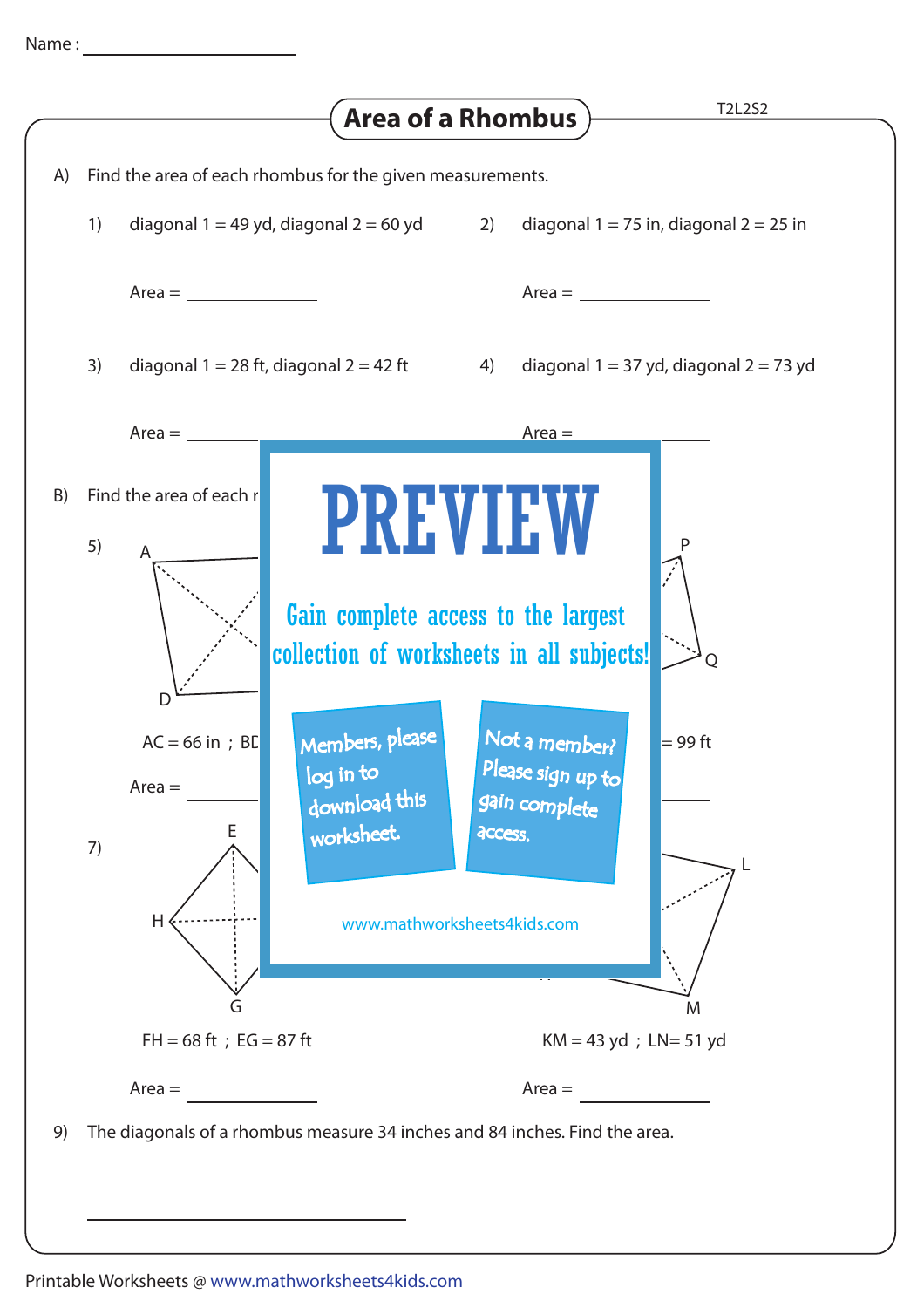Name : ____________________

# Area of a Rhombus

T2L2S2

A) Find the area of each rhombus for the given measurements.

1) diagonal 1 = 49 yd, diagonal 2 = 60 yd

Area = ____________

2) diagonal 1 = 75 in, diagonal 2 = 25 in

Area = ____________

3) diagonal 1 = 28 ft, diagonal 2 = 42 ft

Area = ____________

4) diagonal 1 = 37 yd, diagonal 2 = 73 yd

Area = ____________

B) Find the area of each r

5) A D

AC = 66 in ; BD

Area = ____________

P Q

= 99 ft

7) E H G

FH = 68 ft ; EG = 87 ft

Area = ____________

L M

KM = 43 yd ; LN= 51 yd

Area = ____________

PREVIEW

Gain complete access to the largest collection of worksheets in all subjects!

Members, please log in to download this worksheet.

Not a member? Please sign up to gain complete access.

www.mathworksheets4kids.com

9) The diagonals of a rhombus measure 34 inches and 84 inches. Find the area.

____________________

Printable Worksheets @ www.mathworksheets4kids.com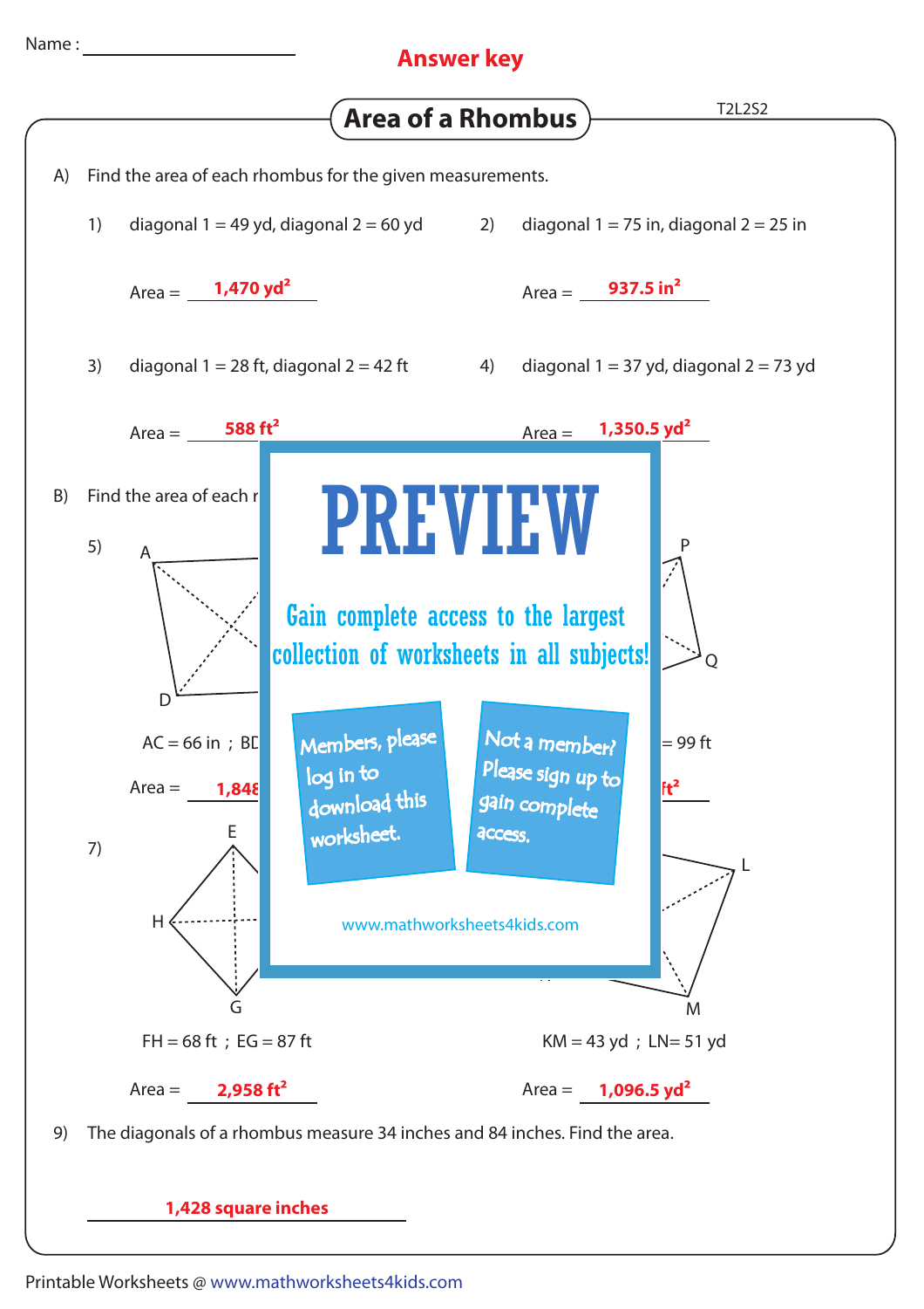Name : ____________________

**Answer key**

# Area of a Rhombus

T2L2S2

A) Find the area of each rhombus for the given measurements.

1) diagonal 1 = 49 yd, diagonal 2 = 60 yd

Area = **1,470 yd$^2$**

2) diagonal 1 = 75 in, diagonal 2 = 25 in

Area = **937.5 in$^2$**

3) diagonal 1 = 28 ft, diagonal 2 = 42 ft

Area = **588 ft$^2$**

4) diagonal 1 = 37 yd, diagonal 2 = 73 yd

Area = **1,350.5 yd$^2$**

B) Find the area of each r

5) A D

AC = 66 in ; BD

Area = **1,848**

P Q

= 99 ft

**ft$^2$**

PREVIEW

Gain complete access to the largest collection of worksheets in all subjects!

Members, please log in to download this worksheet.

Not a member? Please sign up to gain complete access.

www.mathworksheets4kids.com

7) E H G

FH = 68 ft ; EG = 87 ft

Area = **2,958 ft$^2$**

L M

KM = 43 yd ; LN= 51 yd

Area = **1,096.5 yd$^2$**

9) The diagonals of a rhombus measure 34 inches and 84 inches. Find the area.

**1,428 square inches**

Printable Worksheets @ www.mathworksheets4kids.com